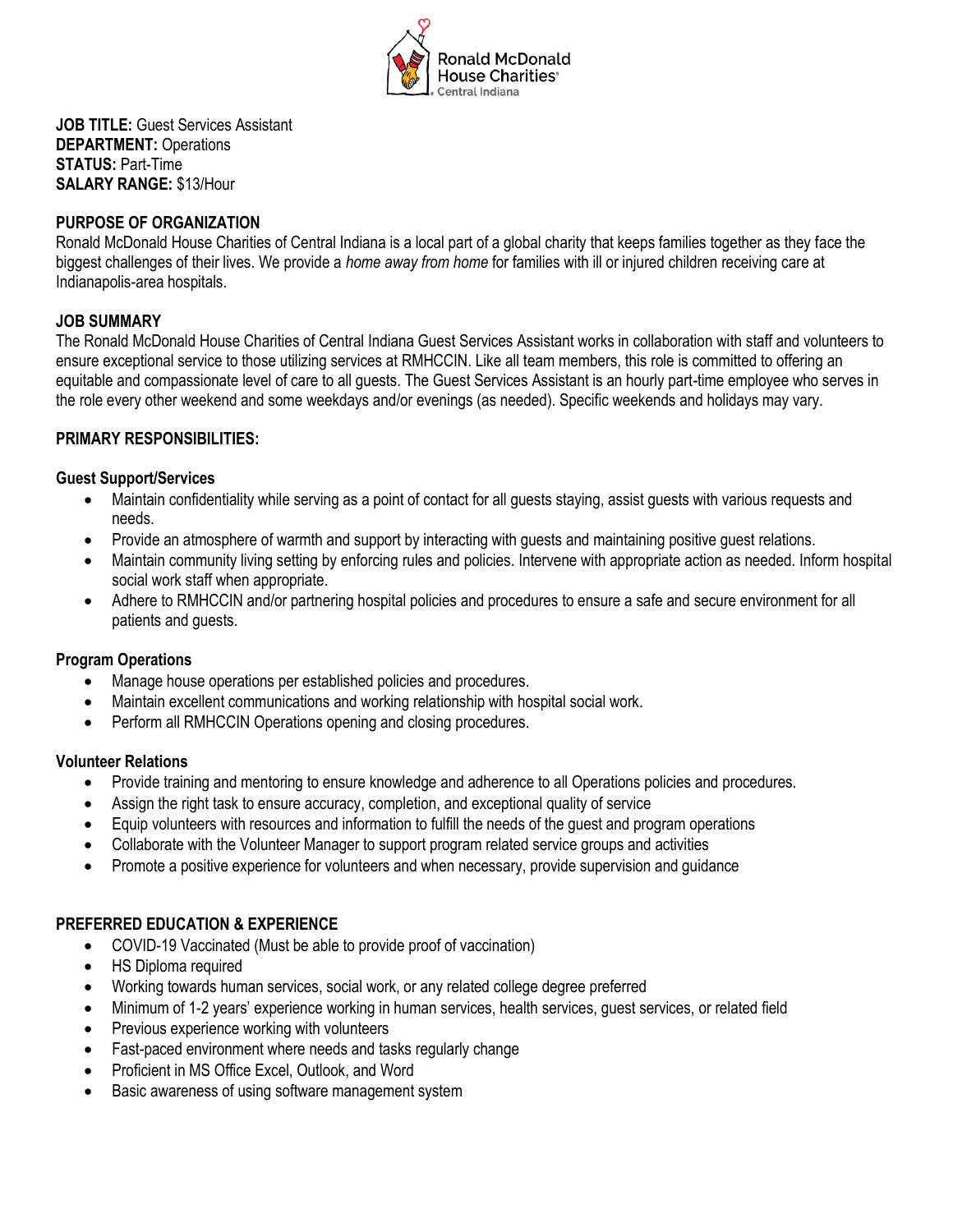**JOB TITLE:** Guest Services Assistant
**DEPARTMENT:** Operations
**STATUS:** Part-Time
**SALARY RANGE:** $13/Hour

## PURPOSE OF ORGANIZATION

Ronald McDonald House Charities of Central Indiana is a local part of a global charity that keeps families together as they face the biggest challenges of their lives. We provide a *home away from home* for families with ill or injured children receiving care at Indianapolis-area hospitals.

## JOB SUMMARY

The Ronald McDonald House Charities of Central Indiana Guest Services Assistant works in collaboration with staff and volunteers to ensure exceptional service to those utilizing services at RMHCCIN. Like all team members, this role is committed to offering an equitable and compassionate level of care to all guests. The Guest Services Assistant is an hourly part-time employee who serves in the role every other weekend and some weekdays and/or evenings (as needed). Specific weekends and holidays may vary.

## PRIMARY RESPONSIBILITIES:

### Guest Support/Services

- Maintain confidentiality while serving as a point of contact for all guests staying, assist guests with various requests and needs.
- Provide an atmosphere of warmth and support by interacting with guests and maintaining positive guest relations.
- Maintain community living setting by enforcing rules and policies. Intervene with appropriate action as needed. Inform hospital social work staff when appropriate.
- Adhere to RMHCCIN and/or partnering hospital policies and procedures to ensure a safe and secure environment for all patients and guests.

### Program Operations

- Manage house operations per established policies and procedures.
- Maintain excellent communications and working relationship with hospital social work.
- Perform all RMHCCIN Operations opening and closing procedures.

### Volunteer Relations

- Provide training and mentoring to ensure knowledge and adherence to all Operations policies and procedures.
- Assign the right task to ensure accuracy, completion, and exceptional quality of service
- Equip volunteers with resources and information to fulfill the needs of the guest and program operations
- Collaborate with the Volunteer Manager to support program related service groups and activities
- Promote a positive experience for volunteers and when necessary, provide supervision and guidance

## PREFERRED EDUCATION & EXPERIENCE

- COVID-19 Vaccinated (Must be able to provide proof of vaccination)
- HS Diploma required
- Working towards human services, social work, or any related college degree preferred
- Minimum of 1-2 years' experience working in human services, health services, guest services, or related field
- Previous experience working with volunteers
- Fast-paced environment where needs and tasks regularly change
- Proficient in MS Office Excel, Outlook, and Word
- Basic awareness of using software management system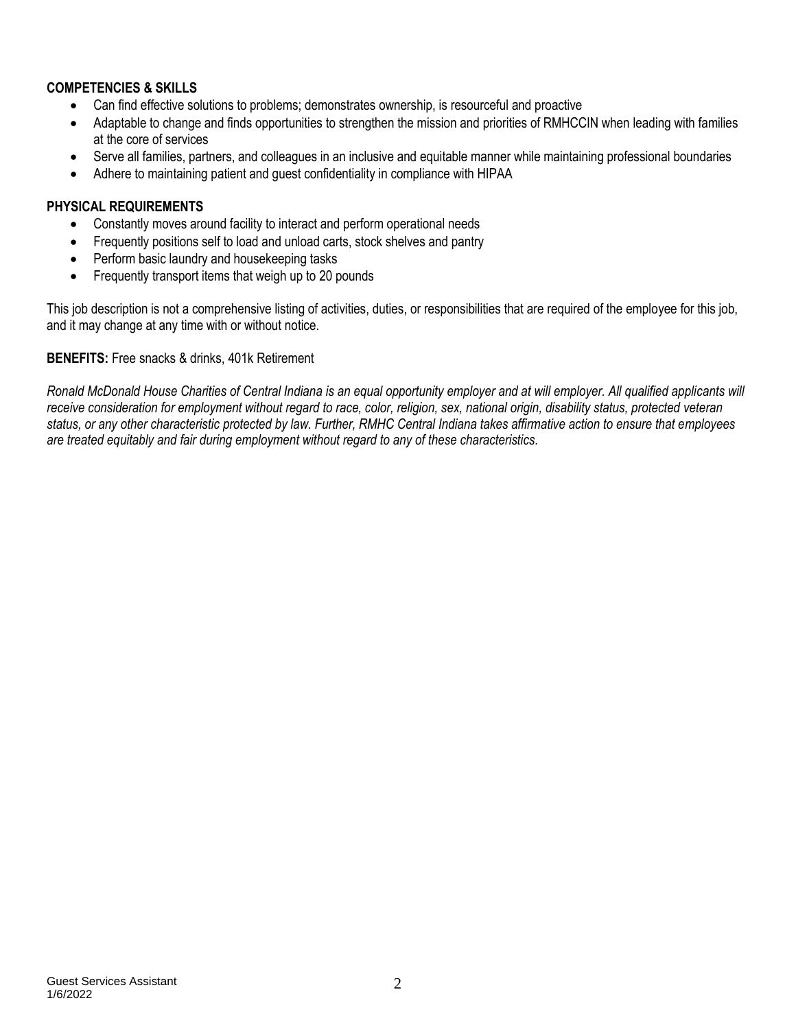**COMPETENCIES & SKILLS**

- Can find effective solutions to problems; demonstrates ownership, is resourceful and proactive
- Adaptable to change and finds opportunities to strengthen the mission and priorities of RMHCCIN when leading with families at the core of services
- Serve all families, partners, and colleagues in an inclusive and equitable manner while maintaining professional boundaries
- Adhere to maintaining patient and guest confidentiality in compliance with HIPAA

**PHYSICAL REQUIREMENTS**

- Constantly moves around facility to interact and perform operational needs
- Frequently positions self to load and unload carts, stock shelves and pantry
- Perform basic laundry and housekeeping tasks
- Frequently transport items that weigh up to 20 pounds

This job description is not a comprehensive listing of activities, duties, or responsibilities that are required of the employee for this job, and it may change at any time with or without notice.

**BENEFITS:** Free snacks & drinks, 401k Retirement

*Ronald McDonald House Charities of Central Indiana is an equal opportunity employer and at will employer. All qualified applicants will receive consideration for employment without regard to race, color, religion, sex, national origin, disability status, protected veteran status, or any other characteristic protected by law. Further, RMHC Central Indiana takes affirmative action to ensure that employees are treated equitably and fair during employment without regard to any of these characteristics.*